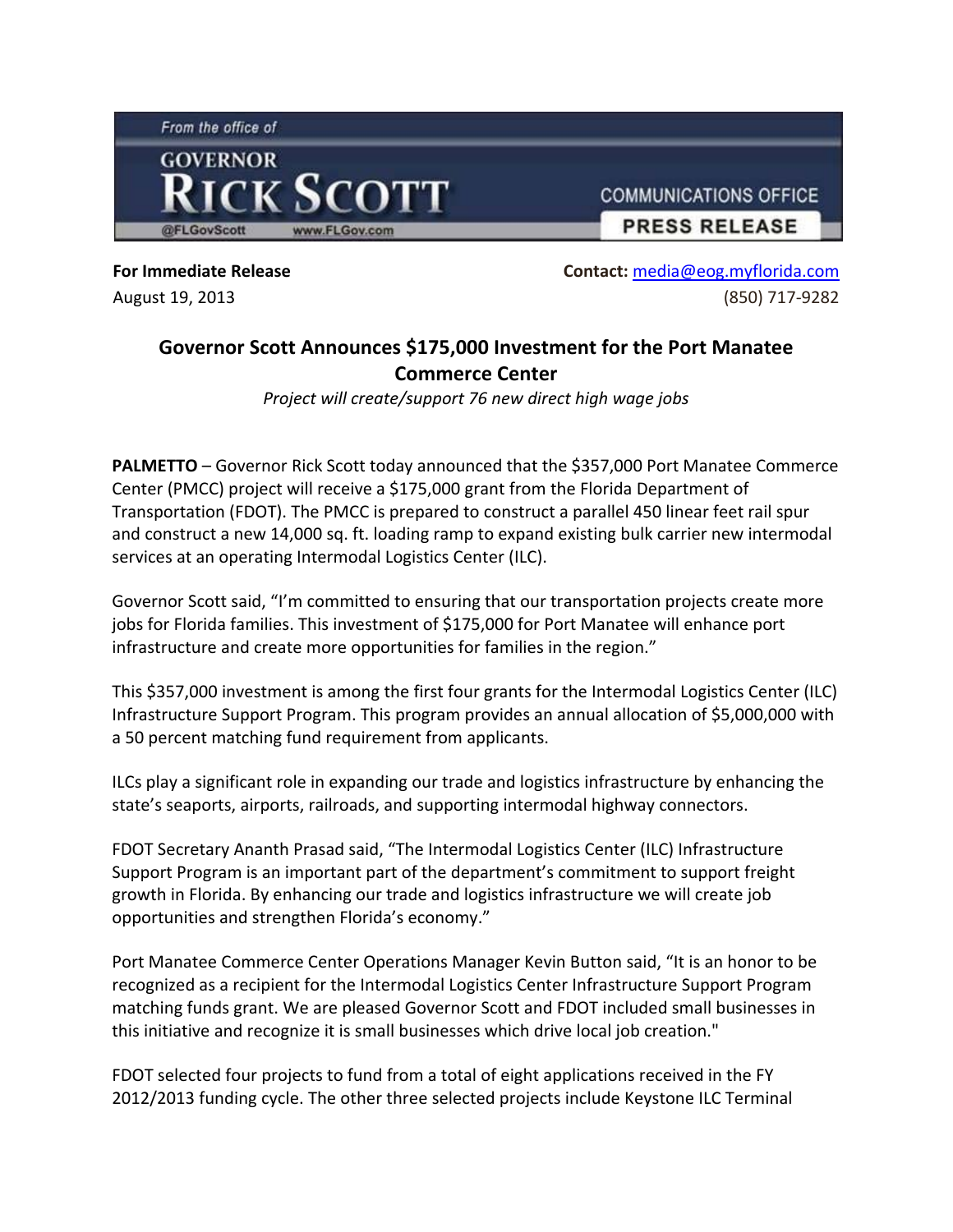From the office of

**GOVERNOR RICK SCOTT**

@FLGovScott www.FLGov.com

COMMUNICATIONS OFFICE

**PRESS RELEASE**

**For Immediate Release**
August 19, 2013

**Contact:** media@eog.myflorida.com
(850) 717-9282

## Governor Scott Announces $175,000 Investment for the Port Manatee Commerce Center

*Project will create/support 76 new direct high wage jobs*

**PALMETTO** – Governor Rick Scott today announced that the $357,000 Port Manatee Commerce Center (PMCC) project will receive a $175,000 grant from the Florida Department of Transportation (FDOT). The PMCC is prepared to construct a parallel 450 linear feet rail spur and construct a new 14,000 sq. ft. loading ramp to expand existing bulk carrier new intermodal services at an operating Intermodal Logistics Center (ILC).

Governor Scott said, "I'm committed to ensuring that our transportation projects create more jobs for Florida families. This investment of $175,000 for Port Manatee will enhance port infrastructure and create more opportunities for families in the region."

This $357,000 investment is among the first four grants for the Intermodal Logistics Center (ILC) Infrastructure Support Program. This program provides an annual allocation of $5,000,000 with a 50 percent matching fund requirement from applicants.

ILCs play a significant role in expanding our trade and logistics infrastructure by enhancing the state's seaports, airports, railroads, and supporting intermodal highway connectors.

FDOT Secretary Ananth Prasad said, "The Intermodal Logistics Center (ILC) Infrastructure Support Program is an important part of the department's commitment to support freight growth in Florida. By enhancing our trade and logistics infrastructure we will create job opportunities and strengthen Florida's economy."

Port Manatee Commerce Center Operations Manager Kevin Button said, "It is an honor to be recognized as a recipient for the Intermodal Logistics Center Infrastructure Support Program matching funds grant. We are pleased Governor Scott and FDOT included small businesses in this initiative and recognize it is small businesses which drive local job creation."

FDOT selected four projects to fund from a total of eight applications received in the FY 2012/2013 funding cycle. The other three selected projects include Keystone ILC Terminal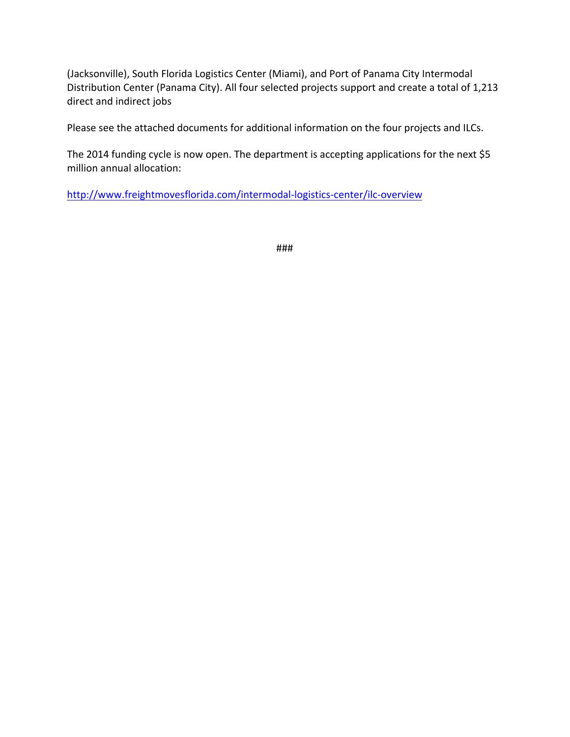(Jacksonville), South Florida Logistics Center (Miami), and Port of Panama City Intermodal Distribution Center (Panama City). All four selected projects support and create a total of 1,213 direct and indirect jobs

Please see the attached documents for additional information on the four projects and ILCs.

The 2014 funding cycle is now open. The department is accepting applications for the next $5 million annual allocation:

http://www.freightmovesflorida.com/intermodal-logistics-center/ilc-overview

###